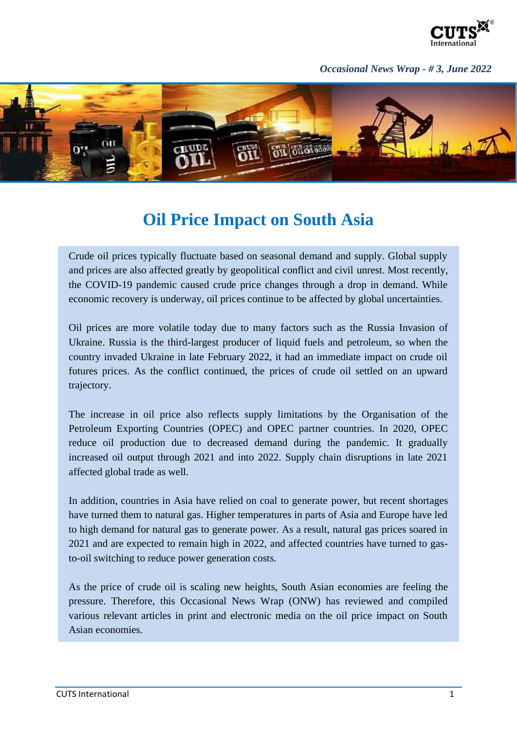*Occasional News Wrap - # 3, June 2022*

# Oil Price Impact on South Asia

Crude oil prices typically fluctuate based on seasonal demand and supply. Global supply and prices are also affected greatly by geopolitical conflict and civil unrest. Most recently, the COVID-19 pandemic caused crude price changes through a drop in demand. While economic recovery is underway, oil prices continue to be affected by global uncertainties.

Oil prices are more volatile today due to many factors such as the Russia Invasion of Ukraine. Russia is the third-largest producer of liquid fuels and petroleum, so when the country invaded Ukraine in late February 2022, it had an immediate impact on crude oil futures prices. As the conflict continued, the prices of crude oil settled on an upward trajectory.

The increase in oil price also reflects supply limitations by the Organisation of the Petroleum Exporting Countries (OPEC) and OPEC partner countries. In 2020, OPEC reduce oil production due to decreased demand during the pandemic. It gradually increased oil output through 2021 and into 2022. Supply chain disruptions in late 2021 affected global trade as well.

In addition, countries in Asia have relied on coal to generate power, but recent shortages have turned them to natural gas. Higher temperatures in parts of Asia and Europe have led to high demand for natural gas to generate power. As a result, natural gas prices soared in 2021 and are expected to remain high in 2022, and affected countries have turned to gas-to-oil switching to reduce power generation costs.

As the price of crude oil is scaling new heights, South Asian economies are feeling the pressure. Therefore, this Occasional News Wrap (ONW) has reviewed and compiled various relevant articles in print and electronic media on the oil price impact on South Asian economies.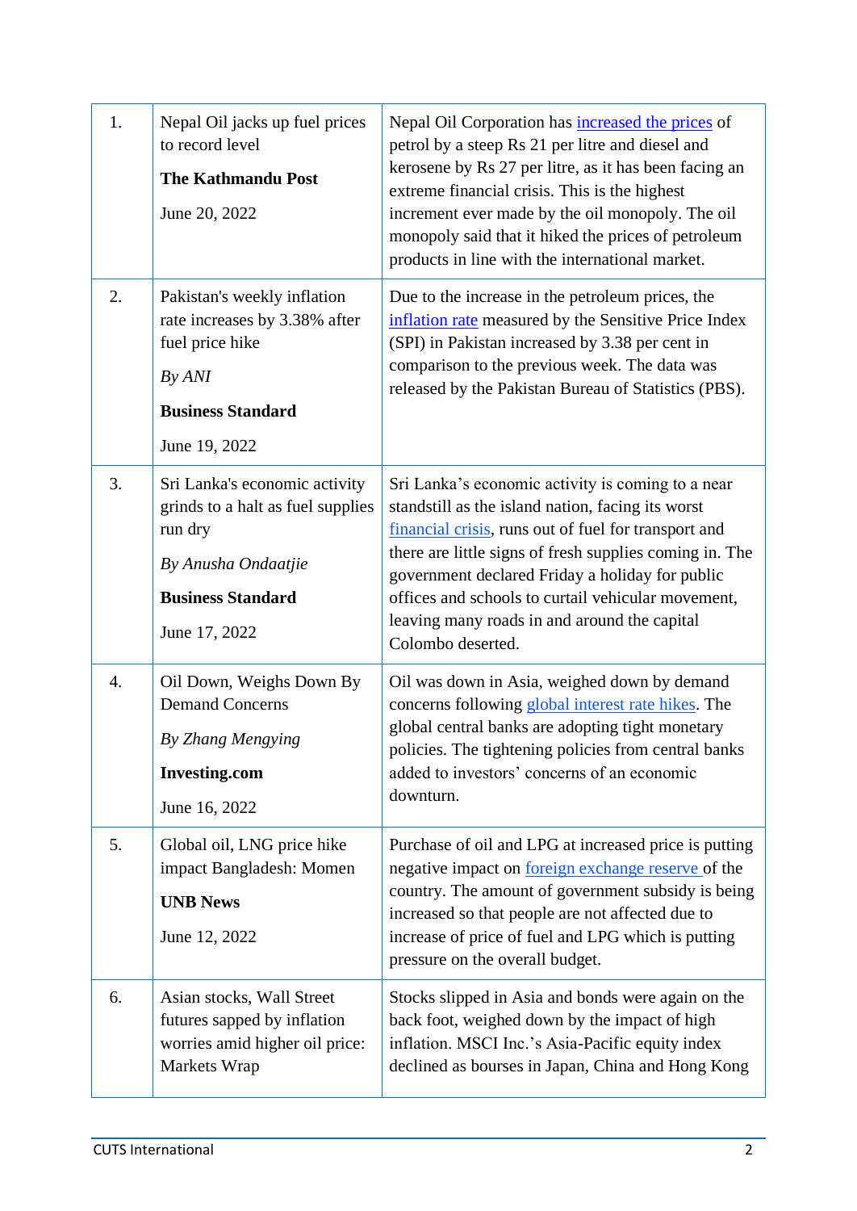| | | |
|---|---|---|
| 1. | Nepal Oil jacks up fuel prices to record level<br><br>**The Kathmandu Post**<br><br>June 20, 2022 | Nepal Oil Corporation has increased the prices of petrol by a steep Rs 21 per litre and diesel and kerosene by Rs 27 per litre, as it has been facing an extreme financial crisis. This is the highest increment ever made by the oil monopoly. The oil monopoly said that it hiked the prices of petroleum products in line with the international market. |
| 2. | Pakistan's weekly inflation rate increases by 3.38% after fuel price hike<br><br>*By ANI*<br><br>**Business Standard**<br><br>June 19, 2022 | Due to the increase in the petroleum prices, the inflation rate measured by the Sensitive Price Index (SPI) in Pakistan increased by 3.38 per cent in comparison to the previous week. The data was released by the Pakistan Bureau of Statistics (PBS). |
| 3. | Sri Lanka's economic activity grinds to a halt as fuel supplies run dry<br><br>*By Anusha Ondaatjie*<br><br>**Business Standard**<br><br>June 17, 2022 | Sri Lanka's economic activity is coming to a near standstill as the island nation, facing its worst financial crisis, runs out of fuel for transport and there are little signs of fresh supplies coming in. The government declared Friday a holiday for public offices and schools to curtail vehicular movement, leaving many roads in and around the capital Colombo deserted. |
| 4. | Oil Down, Weighs Down By Demand Concerns<br><br>*By Zhang Mengying*<br><br>**Investing.com**<br><br>June 16, 2022 | Oil was down in Asia, weighed down by demand concerns following global interest rate hikes. The global central banks are adopting tight monetary policies. The tightening policies from central banks added to investors' concerns of an economic downturn. |
| 5. | Global oil, LNG price hike impact Bangladesh: Momen<br><br>**UNB News**<br><br>June 12, 2022 | Purchase of oil and LPG at increased price is putting negative impact on foreign exchange reserve of the country. The amount of government subsidy is being increased so that people are not affected due to increase of price of fuel and LPG which is putting pressure on the overall budget. |
| 6. | Asian stocks, Wall Street futures sapped by inflation worries amid higher oil price: Markets Wrap | Stocks slipped in Asia and bonds were again on the back foot, weighed down by the impact of high inflation. MSCI Inc.'s Asia-Pacific equity index declined as bourses in Japan, China and Hong Kong |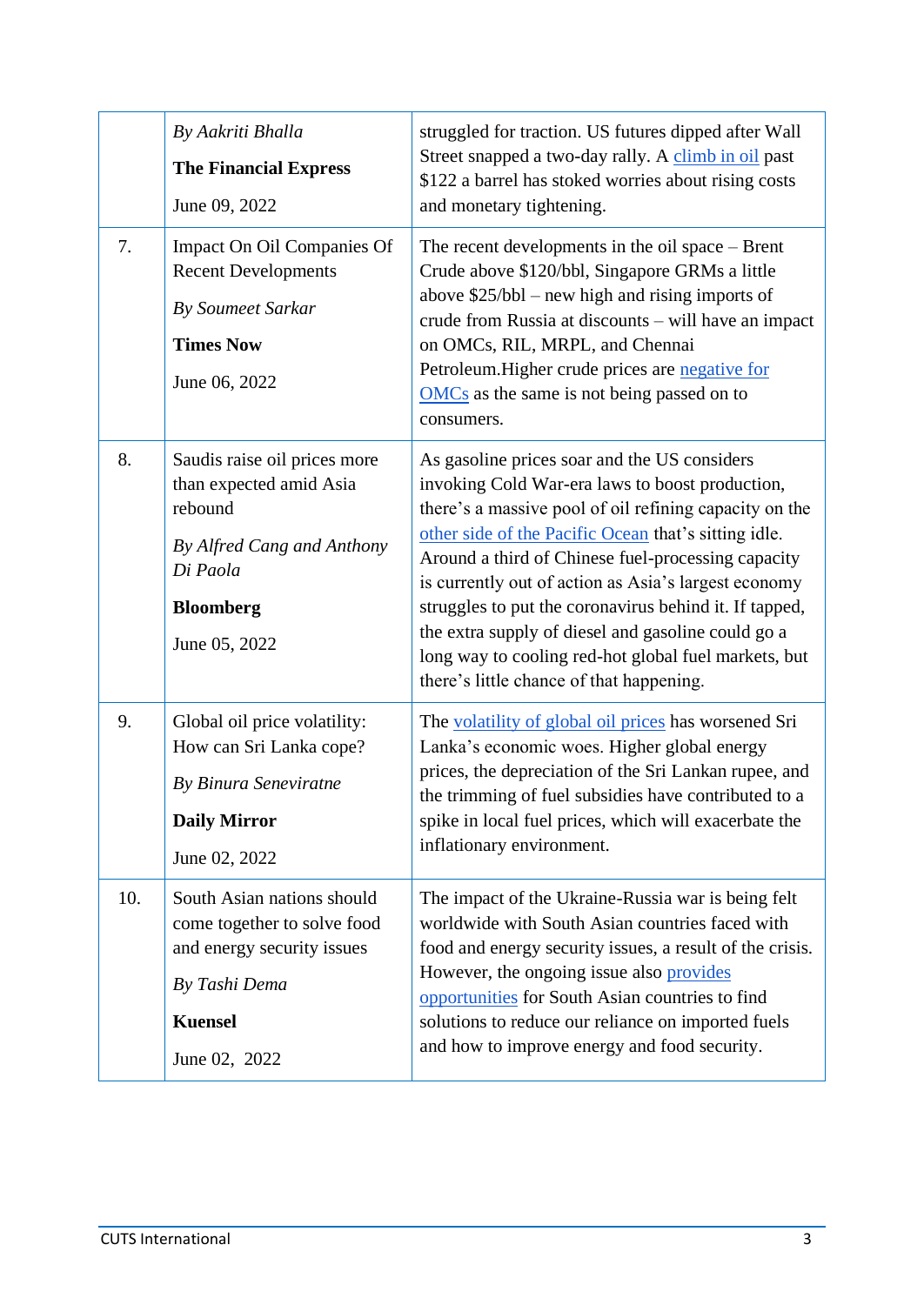| | | |
|---|---|---|
| | *By Aakriti Bhalla*<br><br>**The Financial Express**<br><br>June 09, 2022 | struggled for traction. US futures dipped after Wall Street snapped a two-day rally. A climb in oil past $122 a barrel has stoked worries about rising costs and monetary tightening. |
| 7. | Impact On Oil Companies Of Recent Developments<br><br>*By Soumeet Sarkar*<br><br>**Times Now**<br><br>June 06, 2022 | The recent developments in the oil space – Brent Crude above $120/bbl, Singapore GRMs a little above $25/bbl – new high and rising imports of crude from Russia at discounts – will have an impact on OMCs, RIL, MRPL, and Chennai Petroleum.Higher crude prices are negative for OMCs as the same is not being passed on to consumers. |
| 8. | Saudis raise oil prices more than expected amid Asia rebound<br><br>*By Alfred Cang and Anthony Di Paola*<br><br>**Bloomberg**<br><br>June 05, 2022 | As gasoline prices soar and the US considers invoking Cold War-era laws to boost production, there's a massive pool of oil refining capacity on the other side of the Pacific Ocean that's sitting idle. Around a third of Chinese fuel-processing capacity is currently out of action as Asia's largest economy struggles to put the coronavirus behind it. If tapped, the extra supply of diesel and gasoline could go a long way to cooling red-hot global fuel markets, but there's little chance of that happening. |
| 9. | Global oil price volatility: How can Sri Lanka cope?<br><br>*By Binura Seneviratne*<br><br>**Daily Mirror**<br><br>June 02, 2022 | The volatility of global oil prices has worsened Sri Lanka's economic woes. Higher global energy prices, the depreciation of the Sri Lankan rupee, and the trimming of fuel subsidies have contributed to a spike in local fuel prices, which will exacerbate the inflationary environment. |
| 10. | South Asian nations should come together to solve food and energy security issues<br><br>*By Tashi Dema*<br><br>**Kuensel**<br><br>June 02, 2022 | The impact of the Ukraine-Russia war is being felt worldwide with South Asian countries faced with food and energy security issues, a result of the crisis. However, the ongoing issue also provides opportunities for South Asian countries to find solutions to reduce our reliance on imported fuels and how to improve energy and food security. |